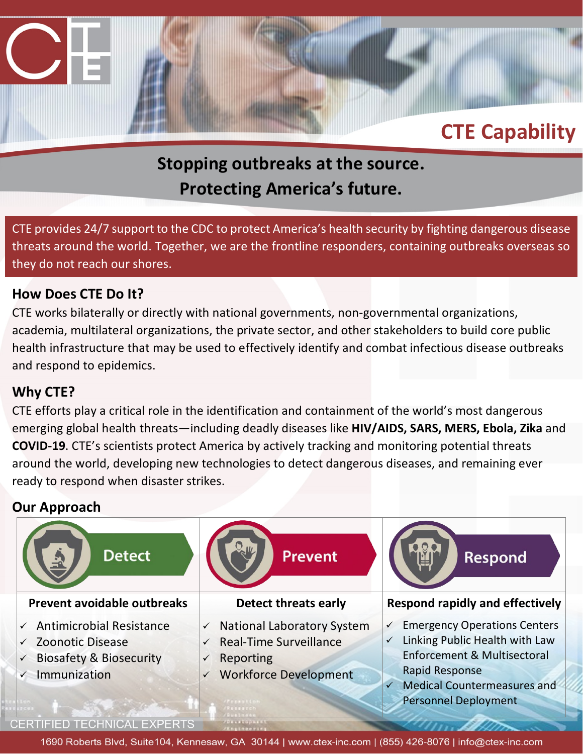# CTE Capability

## Stopping outbreaks at the source. Protecting America's future.

CTE provides 24/7 support to the CDC to protect America's health security by fighting dangerous disease threats around the world. Together, we are the frontline responders, containing outbreaks overseas so they do not reach our shores.

### How Does CTE Do It?

CTE works bilaterally or directly with national governments, non-governmental organizations, academia, multilateral organizations, the private sector, and other stakeholders to build core public health infrastructure that may be used to effectively identify and combat infectious disease outbreaks and respond to epidemics.

### Why CTE?

CTE efforts play a critical role in the identification and containment of the world's most dangerous emerging global health threats—including deadly diseases like **HIV/AIDS, SARS, MERS, Ebola, Zika** and **COVID-19**. CTE's scientists protect America by actively tracking and monitoring potential threats around the world, developing new technologies to detect dangerous diseases, and remaining ever ready to respond when disaster strikes.

### Our Approach

| Detect | Prevent | Respond |
|---|---|---|
| **Prevent avoidable outbreaks** | **Detect threats early** | **Respond rapidly and effectively** |
| ✓ Antimicrobial Resistance<br>✓ Zoonotic Disease<br>✓ Biosafety & Biosecurity<br>✓ Immunization | ✓ National Laboratory System<br>✓ Real-Time Surveillance<br>✓ Reporting<br>✓ Workforce Development | ✓ Emergency Operations Centers<br>✓ Linking Public Health with Law Enforcement & Multisectoral Rapid Response<br>✓ Medical Countermeasures and Personnel Deployment |

CERTIFIED TECHNICAL EXPERTS

1690 Roberts Blvd, Suite104, Kennesaw, GA 30144 | www.ctex-inc.com | (855) 426-8076 | info@ctex-inc.com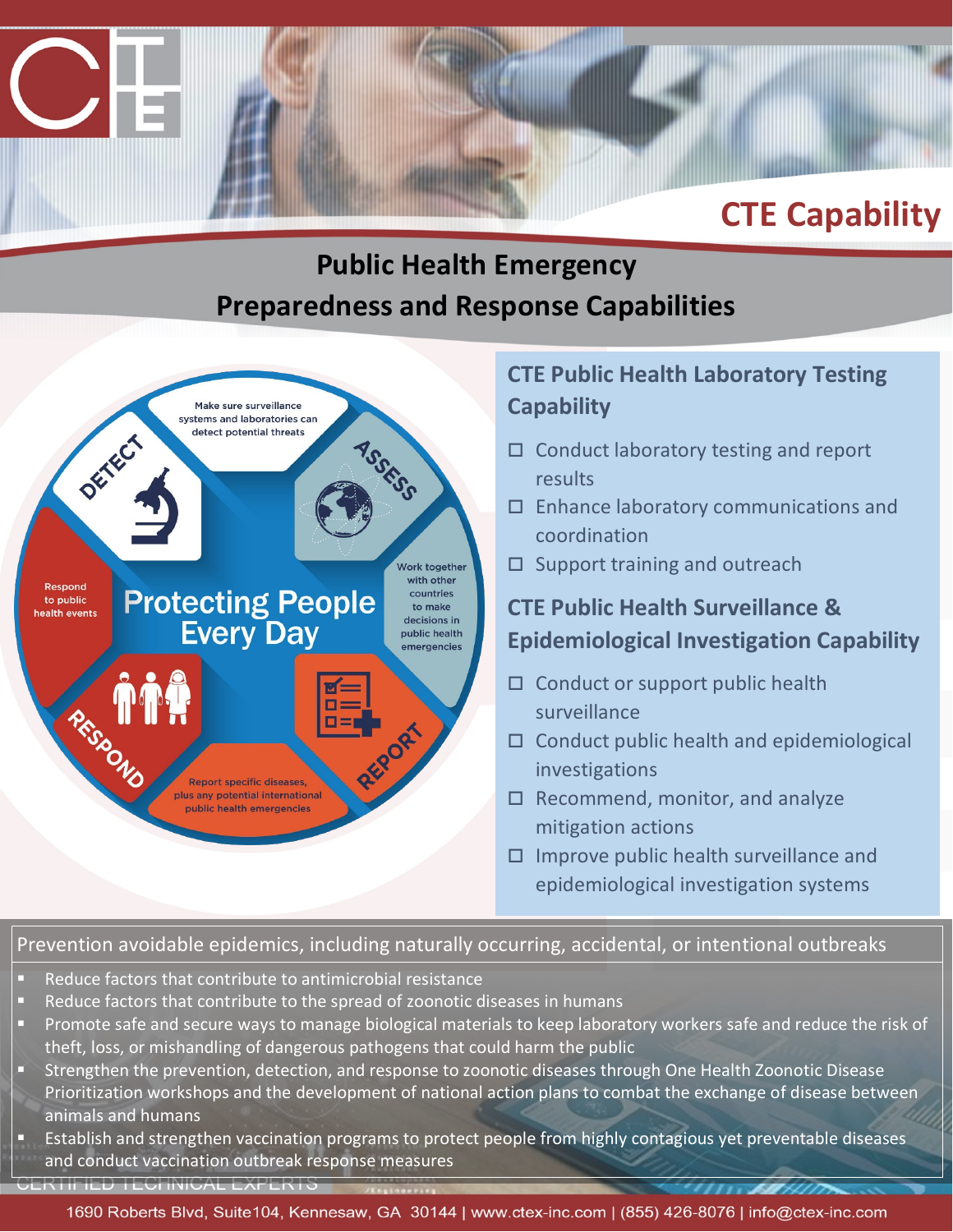# CTE Capability

## Public Health Emergency Preparedness and Response Capabilities

**DETECT** — Make sure surveillance systems and laboratories can detect potential threats

**ASSESS** — Work together with other countries to make decisions in public health emergencies

**REPORT** — Report specific diseases, plus any potential international public health emergencies

**RESPOND** — Respond to public health events

Protecting People Every Day

### CTE Public Health Laboratory Testing Capability

- ☐ Conduct laboratory testing and report results
- ☐ Enhance laboratory communications and coordination
- ☐ Support training and outreach

### CTE Public Health Surveillance & Epidemiological Investigation Capability

- ☐ Conduct or support public health surveillance
- ☐ Conduct public health and epidemiological investigations
- ☐ Recommend, monitor, and analyze mitigation actions
- ☐ Improve public health surveillance and epidemiological investigation systems

### Prevention avoidable epidemics, including naturally occurring, accidental, or intentional outbreaks

- Reduce factors that contribute to antimicrobial resistance
- Reduce factors that contribute to the spread of zoonotic diseases in humans
- Promote safe and secure ways to manage biological materials to keep laboratory workers safe and reduce the risk of theft, loss, or mishandling of dangerous pathogens that could harm the public
- Strengthen the prevention, detection, and response to zoonotic diseases through One Health Zoonotic Disease Prioritization workshops and the development of national action plans to combat the exchange of disease between animals and humans
- Establish and strengthen vaccination programs to protect people from highly contagious yet preventable diseases and conduct vaccination outbreak response measures

CERTIFIED TECHNICAL EXPERTS

1690 Roberts Blvd, Suite104, Kennesaw, GA 30144 | www.ctex-inc.com | (855) 426-8076 | info@ctex-inc.com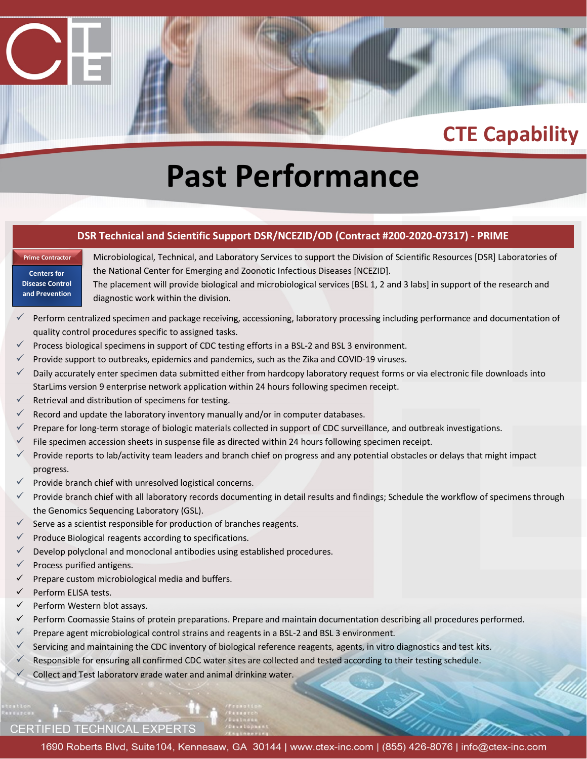# CTE Capability

# Past Performance

## DSR Technical and Scientific Support DSR/NCEZID/OD (Contract #200-2020-07317) - PRIME

**Prime Contractor**

**Centers for Disease Control and Prevention**

Microbiological, Technical, and Laboratory Services to support the Division of Scientific Resources [DSR] Laboratories of the National Center for Emerging and Zoonotic Infectious Diseases [NCEZID].

The placement will provide biological and microbiological services [BSL 1, 2 and 3 labs] in support of the research and diagnostic work within the division.

- ✓ Perform centralized specimen and package receiving, accessioning, laboratory processing including performance and documentation of quality control procedures specific to assigned tasks.
- ✓ Process biological specimens in support of CDC testing efforts in a BSL-2 and BSL 3 environment.
- ✓ Provide support to outbreaks, epidemics and pandemics, such as the Zika and COVID-19 viruses.
- ✓ Daily accurately enter specimen data submitted either from hardcopy laboratory request forms or via electronic file downloads into StarLims version 9 enterprise network application within 24 hours following specimen receipt.
- ✓ Retrieval and distribution of specimens for testing.
- ✓ Record and update the laboratory inventory manually and/or in computer databases.
- ✓ Prepare for long-term storage of biologic materials collected in support of CDC surveillance, and outbreak investigations.
- ✓ File specimen accession sheets in suspense file as directed within 24 hours following specimen receipt.
- ✓ Provide reports to lab/activity team leaders and branch chief on progress and any potential obstacles or delays that might impact progress.
- ✓ Provide branch chief with unresolved logistical concerns.
- ✓ Provide branch chief with all laboratory records documenting in detail results and findings; Schedule the workflow of specimens through the Genomics Sequencing Laboratory (GSL).
- ✓ Serve as a scientist responsible for production of branches reagents.
- ✓ Produce Biological reagents according to specifications.
- ✓ Develop polyclonal and monoclonal antibodies using established procedures.
- ✓ Process purified antigens.
- ✓ Prepare custom microbiological media and buffers.
- ✓ Perform ELISA tests.
- ✓ Perform Western blot assays.
- ✓ Perform Coomassie Stains of protein preparations. Prepare and maintain documentation describing all procedures performed.
- ✓ Prepare agent microbiological control strains and reagents in a BSL-2 and BSL 3 environment.
- ✓ Servicing and maintaining the CDC inventory of biological reference reagents, agents, in vitro diagnostics and test kits.
- ✓ Responsible for ensuring all confirmed CDC water sites are collected and tested according to their testing schedule.
- ✓ Collect and Test laboratory grade water and animal drinking water.

CERTIFIED TECHNICAL EXPERTS

1690 Roberts Blvd, Suite104, Kennesaw, GA 30144 | www.ctex-inc.com | (855) 426-8076 | info@ctex-inc.com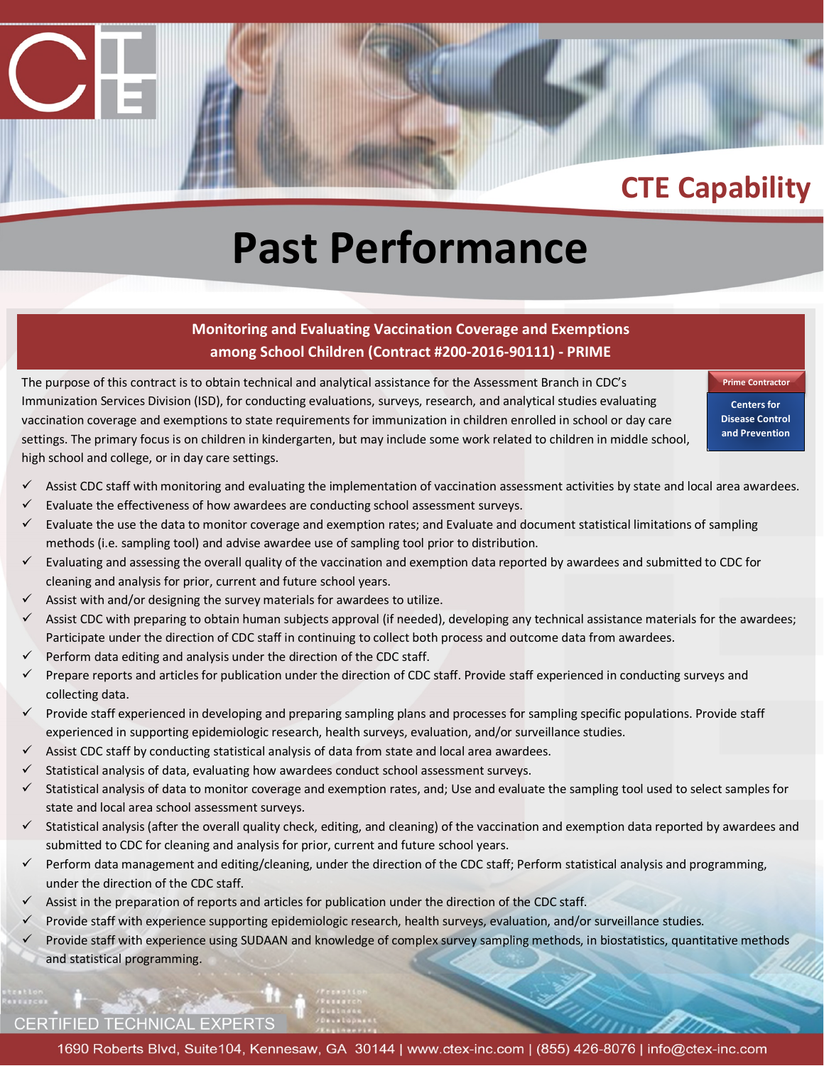# CTE Capability

# Past Performance

## Monitoring and Evaluating Vaccination Coverage and Exemptions among School Children (Contract #200-2016-90111) - PRIME

**Prime Contractor**

**Centers for Disease Control and Prevention**

The purpose of this contract is to obtain technical and analytical assistance for the Assessment Branch in CDC's Immunization Services Division (ISD), for conducting evaluations, surveys, research, and analytical studies evaluating vaccination coverage and exemptions to state requirements for immunization in children enrolled in school or day care settings. The primary focus is on children in kindergarten, but may include some work related to children in middle school, high school and college, or in day care settings.

- ✓ Assist CDC staff with monitoring and evaluating the implementation of vaccination assessment activities by state and local area awardees.
- ✓ Evaluate the effectiveness of how awardees are conducting school assessment surveys.
- ✓ Evaluate the use the data to monitor coverage and exemption rates; and Evaluate and document statistical limitations of sampling methods (i.e. sampling tool) and advise awardee use of sampling tool prior to distribution.
- ✓ Evaluating and assessing the overall quality of the vaccination and exemption data reported by awardees and submitted to CDC for cleaning and analysis for prior, current and future school years.
- ✓ Assist with and/or designing the survey materials for awardees to utilize.
- ✓ Assist CDC with preparing to obtain human subjects approval (if needed), developing any technical assistance materials for the awardees; Participate under the direction of CDC staff in continuing to collect both process and outcome data from awardees.
- ✓ Perform data editing and analysis under the direction of the CDC staff.
- ✓ Prepare reports and articles for publication under the direction of CDC staff. Provide staff experienced in conducting surveys and collecting data.
- ✓ Provide staff experienced in developing and preparing sampling plans and processes for sampling specific populations. Provide staff experienced in supporting epidemiologic research, health surveys, evaluation, and/or surveillance studies.
- ✓ Assist CDC staff by conducting statistical analysis of data from state and local area awardees.
- ✓ Statistical analysis of data, evaluating how awardees conduct school assessment surveys.
- ✓ Statistical analysis of data to monitor coverage and exemption rates, and; Use and evaluate the sampling tool used to select samples for state and local area school assessment surveys.
- ✓ Statistical analysis (after the overall quality check, editing, and cleaning) of the vaccination and exemption data reported by awardees and submitted to CDC for cleaning and analysis for prior, current and future school years.
- ✓ Perform data management and editing/cleaning, under the direction of the CDC staff; Perform statistical analysis and programming, under the direction of the CDC staff.
- ✓ Assist in the preparation of reports and articles for publication under the direction of the CDC staff.
- ✓ Provide staff with experience supporting epidemiologic research, health surveys, evaluation, and/or surveillance studies.
- ✓ Provide staff with experience using SUDAAN and knowledge of complex survey sampling methods, in biostatistics, quantitative methods and statistical programming.

CERTIFIED TECHNICAL EXPERTS

1690 Roberts Blvd, Suite104, Kennesaw, GA 30144 | www.ctex-inc.com | (855) 426-8076 | info@ctex-inc.com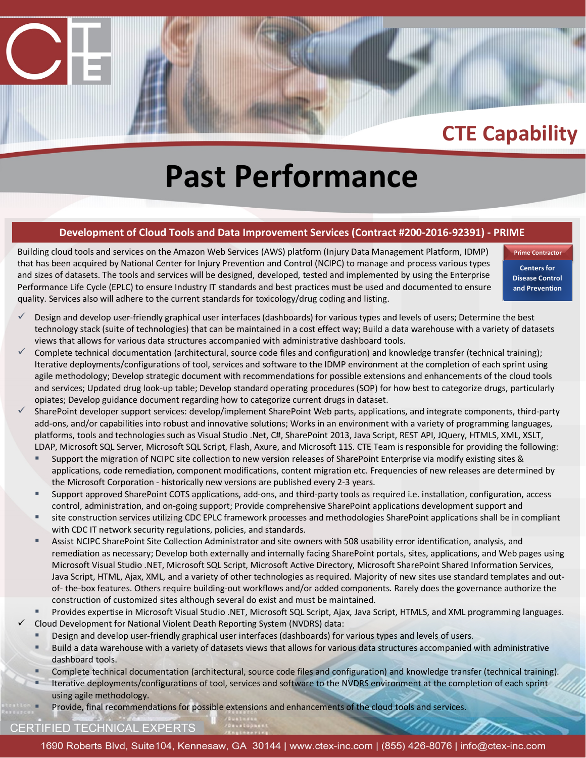## CTE Capability

# Past Performance

### Development of Cloud Tools and Data Improvement Services (Contract #200-2016-92391) - PRIME

**Prime Contractor**

**Centers for Disease Control and Prevention**

Building cloud tools and services on the Amazon Web Services (AWS) platform (Injury Data Management Platform, IDMP) that has been acquired by National Center for Injury Prevention and Control (NCIPC) to manage and process various types and sizes of datasets. The tools and services will be designed, developed, tested and implemented by using the Enterprise Performance Life Cycle (EPLC) to ensure Industry IT standards and best practices must be used and documented to ensure quality. Services also will adhere to the current standards for toxicology/drug coding and listing.

- ✓ Design and develop user-friendly graphical user interfaces (dashboards) for various types and levels of users; Determine the best technology stack (suite of technologies) that can be maintained in a cost effect way; Build a data warehouse with a variety of datasets views that allows for various data structures accompanied with administrative dashboard tools.
- ✓ Complete technical documentation (architectural, source code files and configuration) and knowledge transfer (technical training); Iterative deployments/configurations of tool, services and software to the IDMP environment at the completion of each sprint using agile methodology; Develop strategic document with recommendations for possible extensions and enhancements of the cloud tools and services; Updated drug look-up table; Develop standard operating procedures (SOP) for how best to categorize drugs, particularly opiates; Develop guidance document regarding how to categorize current drugs in dataset.
- ✓ SharePoint developer support services: develop/implement SharePoint Web parts, applications, and integrate components, third-party add-ons, and/or capabilities into robust and innovative solutions; Works in an environment with a variety of programming languages, platforms, tools and technologies such as Visual Studio .Net, C#, SharePoint 2013, Java Script, REST API, JQuery, HTMLS, XML, XSLT, LDAP, Microsoft SQL Server, Microsoft SQL Script, Flash, Axure, and Microsoft 11S. CTE Team is responsible for providing the following:
  - Support the migration of NCIPC site collection to new version releases of SharePoint Enterprise via modify existing sites & applications, code remediation, component modifications, content migration etc. Frequencies of new releases are determined by the Microsoft Corporation - historically new versions are published every 2-3 years.
  - Support approved SharePoint COTS applications, add-ons, and third-party tools as required i.e. installation, configuration, access control, administration, and on-going support; Provide comprehensive SharePoint applications development support and
  - site construction services utilizing CDC EPLC framework processes and methodologies SharePoint applications shall be in compliant with CDC IT network security regulations, policies, and standards.
  - Assist NCIPC SharePoint Site Collection Administrator and site owners with 508 usability error identification, analysis, and remediation as necessary; Develop both externally and internally facing SharePoint portals, sites, applications, and Web pages using Microsoft Visual Studio .NET, Microsoft SQL Script, Microsoft Active Directory, Microsoft SharePoint Shared Information Services, Java Script, HTML, Ajax, XML, and a variety of other technologies as required. Majority of new sites use standard templates and out-of- the-box features. Others require building-out workflows and/or added components. Rarely does the governance authorize the construction of customized sites although several do exist and must be maintained.
  - Provides expertise in Microsoft Visual Studio .NET, Microsoft SQL Script, Ajax, Java Script, HTMLS, and XML programming languages.
- ✓ Cloud Development for National Violent Death Reporting System (NVDRS) data:
  - Design and develop user-friendly graphical user interfaces (dashboards) for various types and levels of users.
  - Build a data warehouse with a variety of datasets views that allows for various data structures accompanied with administrative dashboard tools.
  - Complete technical documentation (architectural, source code files and configuration) and knowledge transfer (technical training).
  - Iterative deployments/configurations of tool, services and software to the NVDRS environment at the completion of each sprint using agile methodology.
  - Provide, final recommendations for possible extensions and enhancements of the cloud tools and services.

CERTIFIED TECHNICAL EXPERTS

1690 Roberts Blvd, Suite104, Kennesaw, GA 30144 | www.ctex-inc.com | (855) 426-8076 | info@ctex-inc.com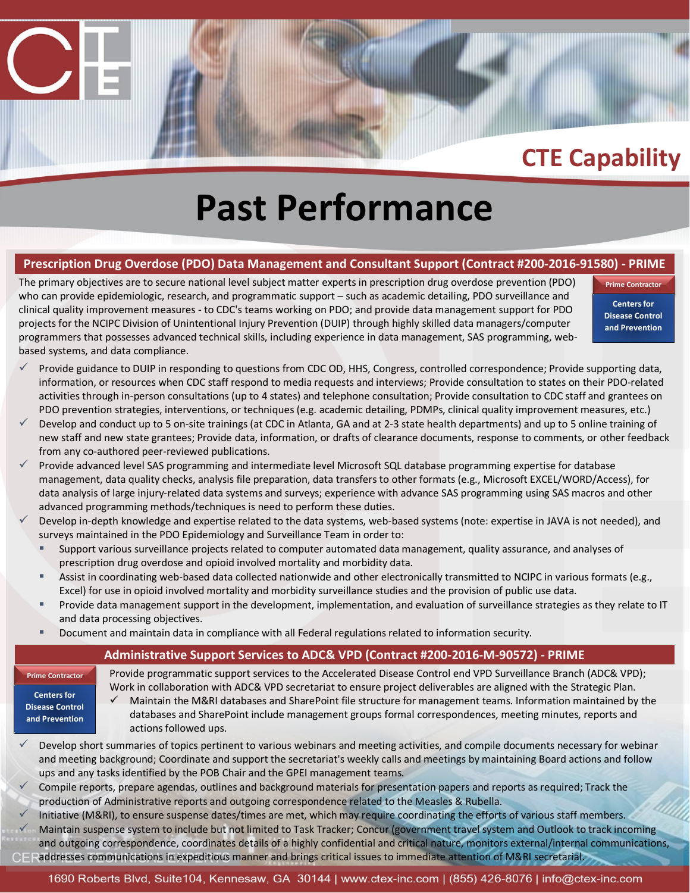CTE Capability

# Past Performance

## Prescription Drug Overdose (PDO) Data Management and Consultant Support (Contract #200-2016-91580) - PRIME

**Prime Contractor**

**Centers for Disease Control and Prevention**

The primary objectives are to secure national level subject matter experts in prescription drug overdose prevention (PDO) who can provide epidemiologic, research, and programmatic support – such as academic detailing, PDO surveillance and clinical quality improvement measures - to CDC's teams working on PDO; and provide data management support for PDO projects for the NCIPC Division of Unintentional Injury Prevention (DUIP) through highly skilled data managers/computer programmers that possesses advanced technical skills, including experience in data management, SAS programming, web-based systems, and data compliance.

- ✓ Provide guidance to DUIP in responding to questions from CDC OD, HHS, Congress, controlled correspondence; Provide supporting data, information, or resources when CDC staff respond to media requests and interviews; Provide consultation to states on their PDO-related activities through in-person consultations (up to 4 states) and telephone consultation; Provide consultation to CDC staff and grantees on PDO prevention strategies, interventions, or techniques (e.g. academic detailing, PDMPs, clinical quality improvement measures, etc.)
- ✓ Develop and conduct up to 5 on-site trainings (at CDC in Atlanta, GA and at 2-3 state health departments) and up to 5 online training of new staff and new state grantees; Provide data, information, or drafts of clearance documents, response to comments, or other feedback from any co-authored peer-reviewed publications.
- ✓ Provide advanced level SAS programming and intermediate level Microsoft SQL database programming expertise for database management, data quality checks, analysis file preparation, data transfers to other formats (e.g., Microsoft EXCEL/WORD/Access), for data analysis of large injury-related data systems and surveys; experience with advance SAS programming using SAS macros and other advanced programming methods/techniques is need to perform these duties.
- ✓ Develop in-depth knowledge and expertise related to the data systems, web-based systems (note: expertise in JAVA is not needed), and surveys maintained in the PDO Epidemiology and Surveillance Team in order to:
  - Support various surveillance projects related to computer automated data management, quality assurance, and analyses of prescription drug overdose and opioid involved mortality and morbidity data.
  - Assist in coordinating web-based data collected nationwide and other electronically transmitted to NCIPC in various formats (e.g., Excel) for use in opioid involved mortality and morbidity surveillance studies and the provision of public use data.
  - Provide data management support in the development, implementation, and evaluation of surveillance strategies as they relate to IT and data processing objectives.
  - Document and maintain data in compliance with all Federal regulations related to information security.

## Administrative Support Services to ADC& VPD (Contract #200-2016-M-90572) - PRIME

**Prime Contractor**

**Centers for Disease Control and Prevention**

Provide programmatic support services to the Accelerated Disease Control end VPD Surveillance Branch (ADC& VPD); Work in collaboration with ADC& VPD secretariat to ensure project deliverables are aligned with the Strategic Plan.

- ✓ Maintain the M&RI databases and SharePoint file structure for management teams. Information maintained by the databases and SharePoint include management groups formal correspondences, meeting minutes, reports and actions followed ups.
- ✓ Develop short summaries of topics pertinent to various webinars and meeting activities, and compile documents necessary for webinar and meeting background; Coordinate and support the secretariat's weekly calls and meetings by maintaining Board actions and follow ups and any tasks identified by the POB Chair and the GPEI management teams.
- ✓ Compile reports, prepare agendas, outlines and background materials for presentation papers and reports as required; Track the production of Administrative reports and outgoing correspondence related to the Measles & Rubella.
- ✓ Initiative (M&RI), to ensure suspense dates/times are met, which may require coordinating the efforts of various staff members.
- ✓ Maintain suspense system to include but not limited to Task Tracker; Concur (government travel system and Outlook to track incoming and outgoing correspondence, coordinates details of a highly confidential and critical nature, monitors external/internal communications, addresses communications in expeditious manner and brings critical issues to immediate attention of M&RI secretarial.

1690 Roberts Blvd, Suite104, Kennesaw, GA 30144 | www.ctex-inc.com | (855) 426-8076 | info@ctex-inc.com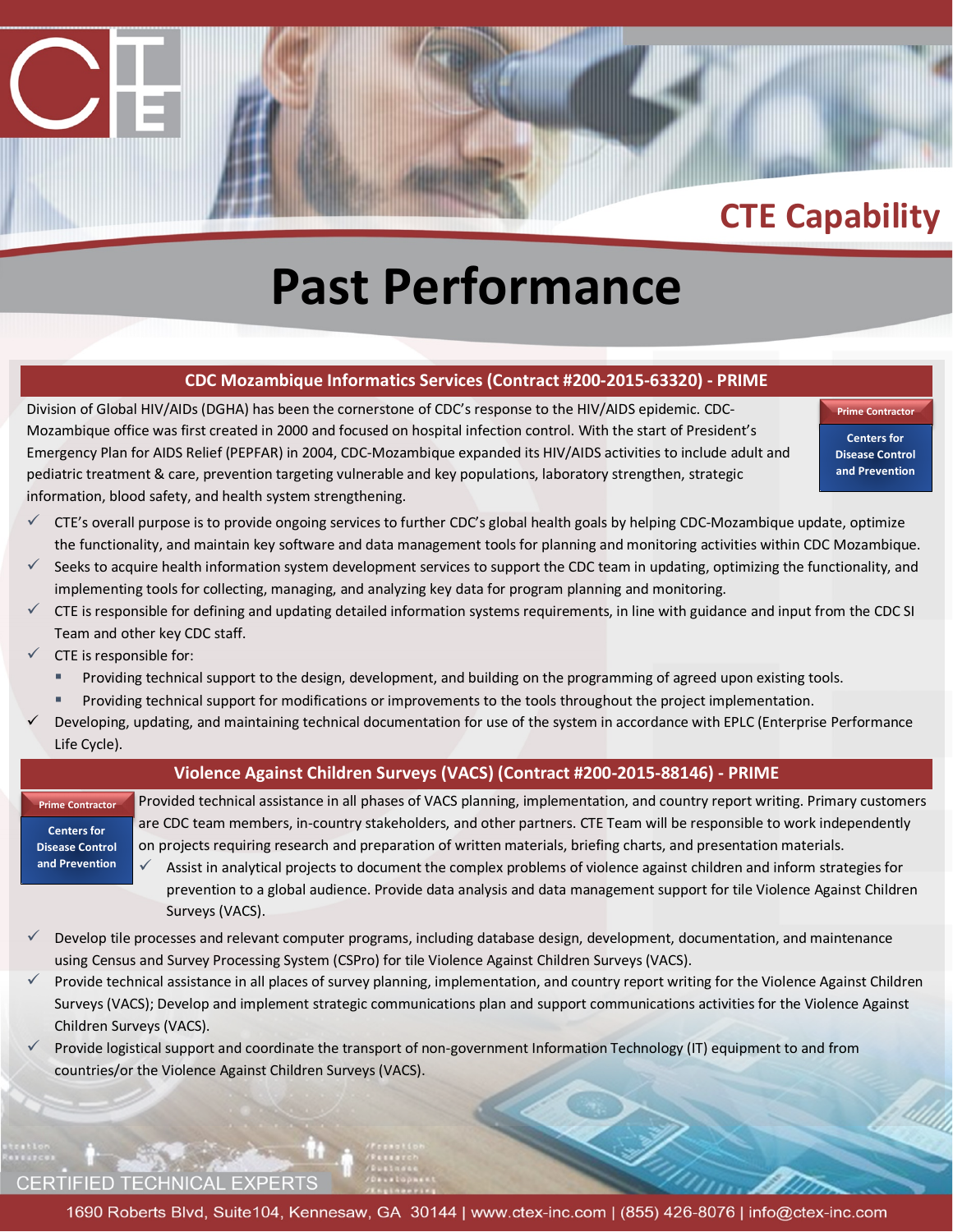# CTE Capability

# Past Performance

## CDC Mozambique Informatics Services (Contract #200-2015-63320) - PRIME

**Prime Contractor**

**Centers for Disease Control and Prevention**

Division of Global HIV/AIDs (DGHA) has been the cornerstone of CDC's response to the HIV/AIDS epidemic. CDC-Mozambique office was first created in 2000 and focused on hospital infection control. With the start of President's Emergency Plan for AIDS Relief (PEPFAR) in 2004, CDC-Mozambique expanded its HIV/AIDS activities to include adult and pediatric treatment & care, prevention targeting vulnerable and key populations, laboratory strengthen, strategic information, blood safety, and health system strengthening.

- ✓ CTE's overall purpose is to provide ongoing services to further CDC's global health goals by helping CDC-Mozambique update, optimize the functionality, and maintain key software and data management tools for planning and monitoring activities within CDC Mozambique.
- ✓ Seeks to acquire health information system development services to support the CDC team in updating, optimizing the functionality, and implementing tools for collecting, managing, and analyzing key data for program planning and monitoring.
- ✓ CTE is responsible for defining and updating detailed information systems requirements, in line with guidance and input from the CDC SI Team and other key CDC staff.
- ✓ CTE is responsible for:
  - Providing technical support to the design, development, and building on the programming of agreed upon existing tools.
  - Providing technical support for modifications or improvements to the tools throughout the project implementation.
- ✓ Developing, updating, and maintaining technical documentation for use of the system in accordance with EPLC (Enterprise Performance Life Cycle).

## Violence Against Children Surveys (VACS) (Contract #200-2015-88146) - PRIME

**Prime Contractor**

**Centers for Disease Control and Prevention**

Provided technical assistance in all phases of VACS planning, implementation, and country report writing. Primary customers are CDC team members, in-country stakeholders, and other partners. CTE Team will be responsible to work independently on projects requiring research and preparation of written materials, briefing charts, and presentation materials.

- ✓ Assist in analytical projects to document the complex problems of violence against children and inform strategies for prevention to a global audience. Provide data analysis and data management support for tile Violence Against Children Surveys (VACS).
- ✓ Develop tile processes and relevant computer programs, including database design, development, documentation, and maintenance using Census and Survey Processing System (CSPro) for tile Violence Against Children Surveys (VACS).
- ✓ Provide technical assistance in all places of survey planning, implementation, and country report writing for the Violence Against Children Surveys (VACS); Develop and implement strategic communications plan and support communications activities for the Violence Against Children Surveys (VACS).
- ✓ Provide logistical support and coordinate the transport of non-government Information Technology (IT) equipment to and from countries/or the Violence Against Children Surveys (VACS).

CERTIFIED TECHNICAL EXPERTS

1690 Roberts Blvd, Suite104, Kennesaw, GA 30144 | www.ctex-inc.com | (855) 426-8076 | info@ctex-inc.com